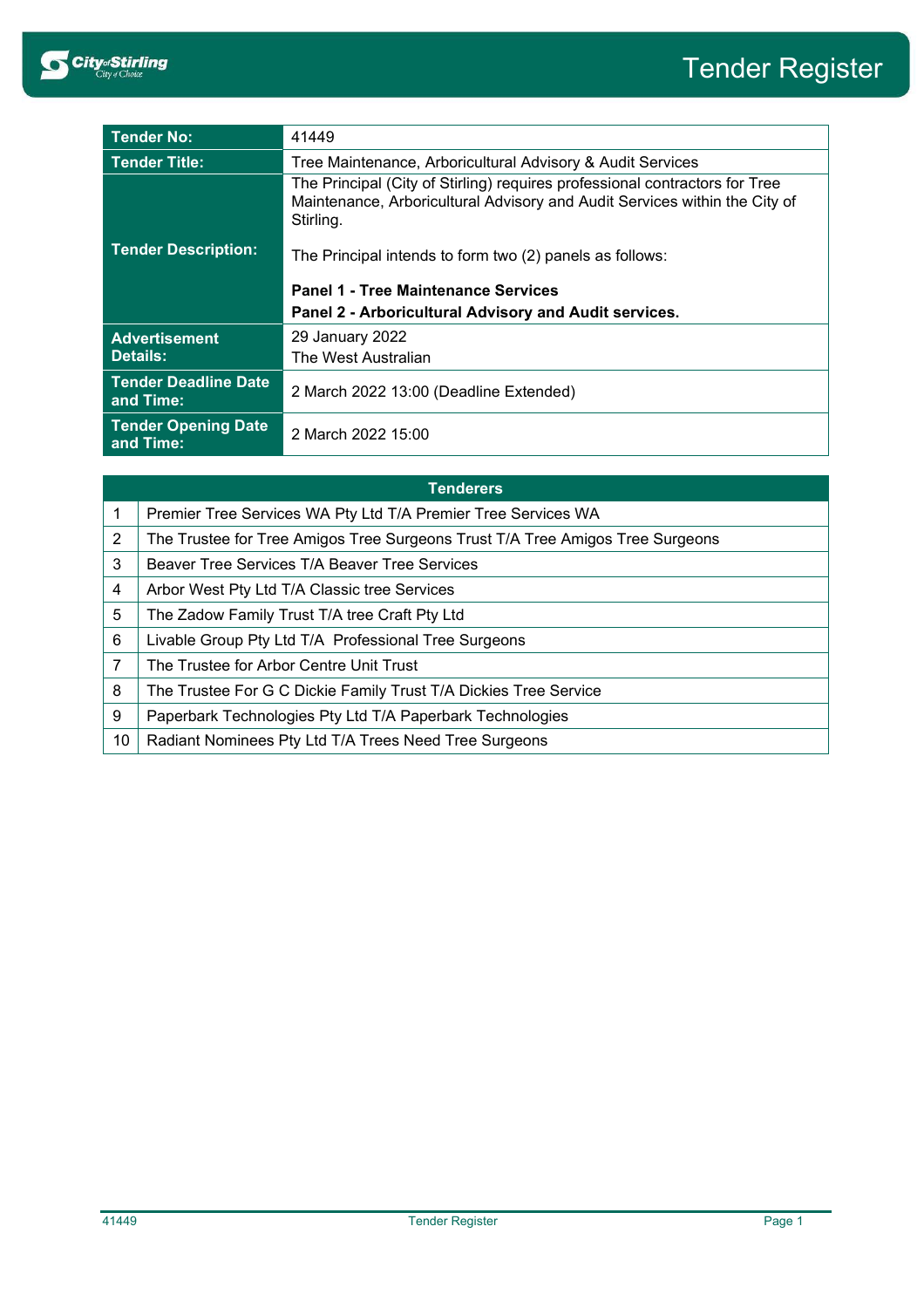# Tender Register

| | |
|---|---|
| **Tender No:** | 41449 |
| **Tender Title:** | Tree Maintenance, Arboricultural Advisory & Audit Services |
| **Tender Description:** | The Principal (City of Stirling) requires professional contractors for Tree Maintenance, Arboricultural Advisory and Audit Services within the City of Stirling.<br><br>The Principal intends to form two (2) panels as follows:<br><br>**Panel 1 - Tree Maintenance Services**<br>**Panel 2 - Arboricultural Advisory and Audit services.** |
| **Advertisement Details:** | 29 January 2022<br>The West Australian |
| **Tender Deadline Date and Time:** | 2 March 2022 13:00 (Deadline Extended) |
| **Tender Opening Date and Time:** | 2 March 2022 15:00 |

| Tenderers | |
|---|---|
| 1 | Premier Tree Services WA Pty Ltd T/A Premier Tree Services WA |
| 2 | The Trustee for Tree Amigos Tree Surgeons Trust T/A Tree Amigos Tree Surgeons |
| 3 | Beaver Tree Services T/A Beaver Tree Services |
| 4 | Arbor West Pty Ltd T/A Classic tree Services |
| 5 | The Zadow Family Trust T/A tree Craft Pty Ltd |
| 6 | Livable Group Pty Ltd T/A Professional Tree Surgeons |
| 7 | The Trustee for Arbor Centre Unit Trust |
| 8 | The Trustee For G C Dickie Family Trust T/A Dickies Tree Service |
| 9 | Paperbark Technologies Pty Ltd T/A Paperbark Technologies |
| 10 | Radiant Nominees Pty Ltd T/A Trees Need Tree Surgeons |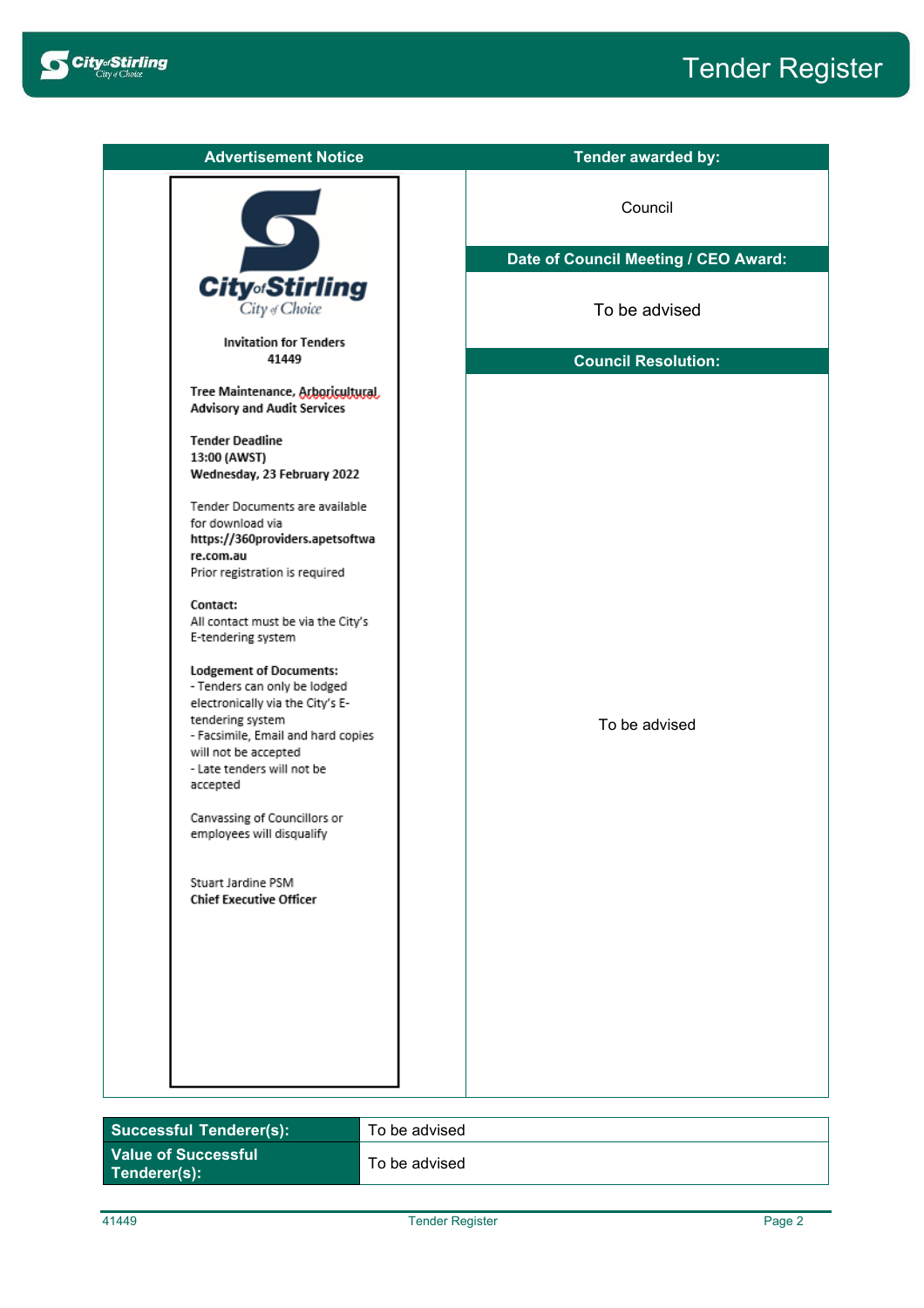| Advertisement Notice | Tender awarded by: |
|---|---|
| City of Stirling<br>City of Choice<br><br>**Invitation for Tenders**<br>**41449**<br><br>**Tree Maintenance, Arboricultural, Advisory and Audit Services**<br><br>**Tender Deadline**<br>**13:00 (AWST)**<br>**Wednesday, 23 February 2022**<br><br>Tender Documents are available for download via **https://360providers.apetsoftware.com.au**<br>Prior registration is required<br><br>**Contact:**<br>All contact must be via the City's E-tendering system<br><br>**Lodgement of Documents:**<br>- Tenders can only be lodged electronically via the City's E-tendering system<br>- Facsimile, Email and hard copies will not be accepted<br>- Late tenders will not be accepted<br><br>Canvassing of Councillors or employees will disqualify<br><br>Stuart Jardine PSM<br>**Chief Executive Officer** | Council<br><br>**Date of Council Meeting / CEO Award:**<br><br>To be advised<br><br>**Council Resolution:**<br><br>To be advised |

| | |
|---|---|
| **Successful Tenderer(s):** | To be advised |
| **Value of Successful Tenderer(s):** | To be advised |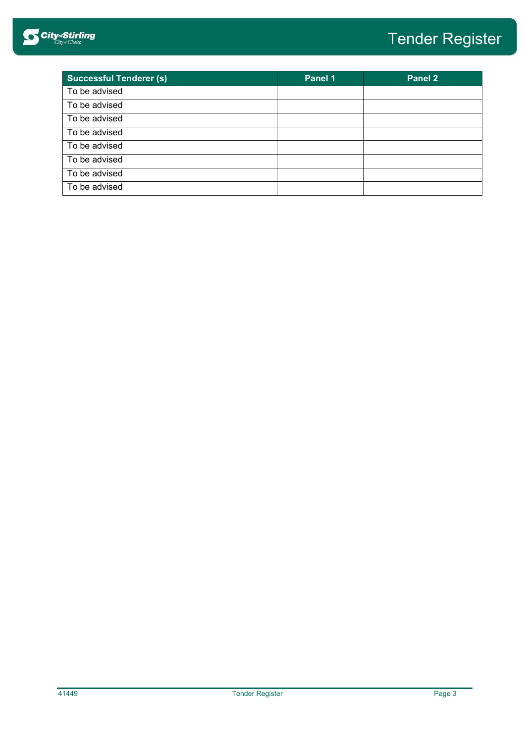| Successful Tenderer (s) | Panel 1 | Panel 2 |
|---|---|---|
| To be advised | | |
| To be advised | | |
| To be advised | | |
| To be advised | | |
| To be advised | | |
| To be advised | | |
| To be advised | | |
| To be advised | | |